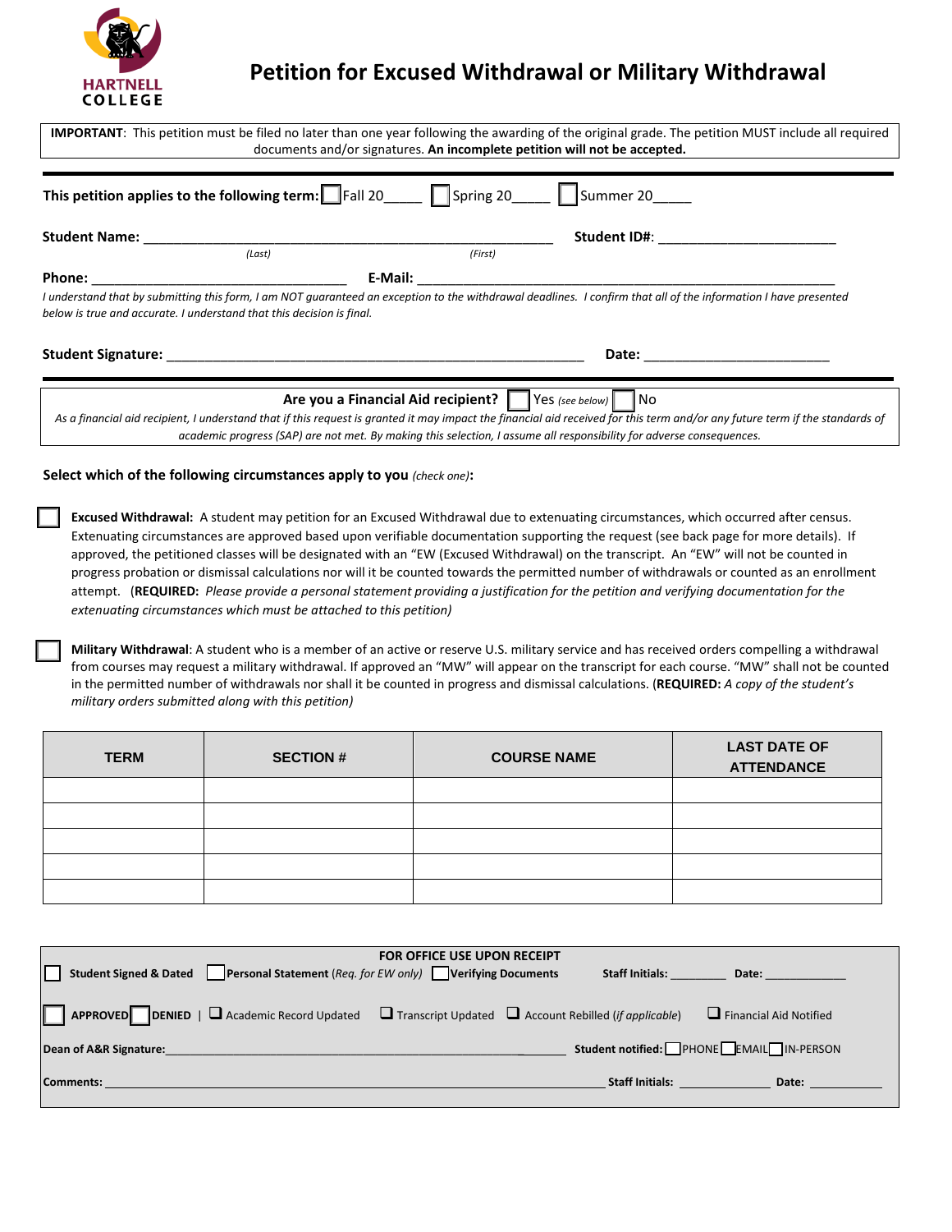HARTNELL COLLEGE

# Petition for Excused Withdrawal or Military Withdrawal

**IMPORTANT**: This petition must be filed no later than one year following the awarding of the original grade. The petition MUST include all required documents and/or signatures. **An incomplete petition will not be accepted.**

**This petition applies to the following term:** ☐ Fall 20_____ ☐ Spring 20_____ ☐ Summer 20_____

**Student Name:** ______________________________ ______________________________ **Student ID#:** ________________________
(Last) (First)

**Phone:** ________________________________ **E-Mail:** ____________________________________________

*I understand that by submitting this form, I am NOT guaranteed an exception to the withdrawal deadlines. I confirm that all of the information I have presented below is true and accurate. I understand that this decision is final.*

**Student Signature:** ______________________________________________ **Date:** ________________________

**Are you a Financial Aid recipient?** ☐ Yes *(see below)* ☐ No

*As a financial aid recipient, I understand that if this request is granted it may impact the financial aid received for this term and/or any future term if the standards of academic progress (SAP) are not met. By making this selection, I assume all responsibility for adverse consequences.*

**Select which of the following circumstances apply to you** *(check one)*:

☐ **Excused Withdrawal:** A student may petition for an Excused Withdrawal due to extenuating circumstances, which occurred after census. Extenuating circumstances are approved based upon verifiable documentation supporting the request (see back page for more details). If approved, the petitioned classes will be designated with an "EW (Excused Withdrawal) on the transcript. An "EW" will not be counted in progress probation or dismissal calculations nor will it be counted towards the permitted number of withdrawals or counted as an enrollment attempt. (**REQUIRED:** *Please provide a personal statement providing a justification for the petition and verifying documentation for the extenuating circumstances which must be attached to this petition)*

☐ **Military Withdrawal**: A student who is a member of an active or reserve U.S. military service and has received orders compelling a withdrawal from courses may request a military withdrawal. If approved an "MW" will appear on the transcript for each course. "MW" shall not be counted in the permitted number of withdrawals nor shall it be counted in progress and dismissal calculations. (**REQUIRED:** *A copy of the student's military orders submitted along with this petition)*

| TERM | SECTION # | COURSE NAME | LAST DATE OF ATTENDANCE |
|---|---|---|---|
| | | | |
| | | | |
| | | | |
| | | | |
| | | | |

**FOR OFFICE USE UPON RECEIPT**

☐ **Student Signed & Dated** ☐ **Personal Statement** *(Req. for EW only)* ☐ **Verifying Documents** **Staff Initials:** ________ **Date:** ____________

☐ **APPROVED** ☐ **DENIED** | ☐ Academic Record Updated ☐ Transcript Updated ☐ Account Rebilled (*if applicable*) ☐ Financial Aid Notified

**Dean of A&R Signature:** ______________________________________________ **Student notified:** ☐ PHONE ☐ EMAIL ☐ IN-PERSON

**Comments:** ______________________________________________ **Staff Initials:** ____________ **Date:** ____________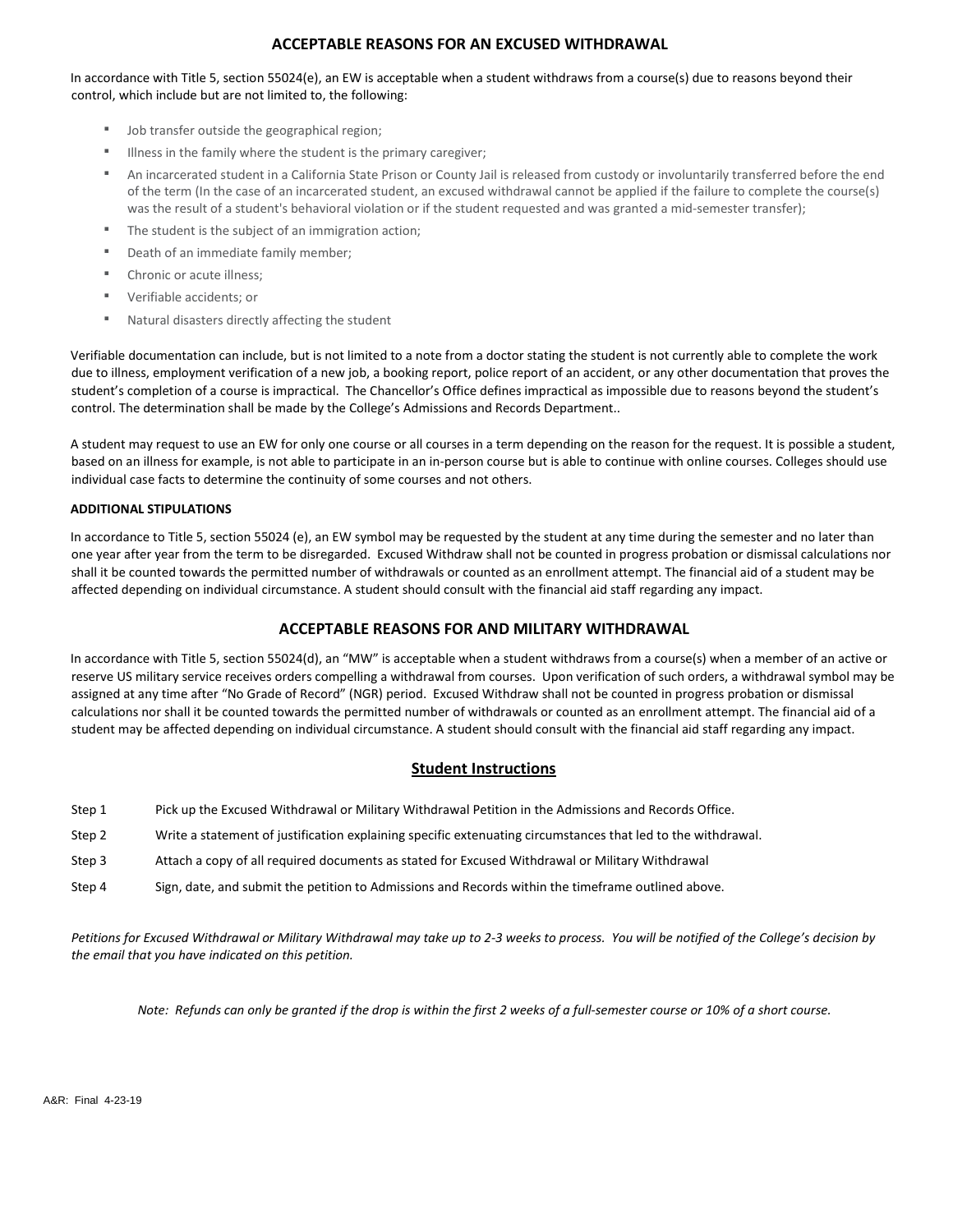## ACCEPTABLE REASONS FOR AN EXCUSED WITHDRAWAL

In accordance with Title 5, section 55024(e), an EW is acceptable when a student withdraws from a course(s) due to reasons beyond their control, which include but are not limited to, the following:

- Job transfer outside the geographical region;
- Illness in the family where the student is the primary caregiver;
- An incarcerated student in a California State Prison or County Jail is released from custody or involuntarily transferred before the end of the term (In the case of an incarcerated student, an excused withdrawal cannot be applied if the failure to complete the course(s) was the result of a student's behavioral violation or if the student requested and was granted a mid-semester transfer);
- The student is the subject of an immigration action;
- Death of an immediate family member;
- Chronic or acute illness;
- Verifiable accidents; or
- Natural disasters directly affecting the student

Verifiable documentation can include, but is not limited to a note from a doctor stating the student is not currently able to complete the work due to illness, employment verification of a new job, a booking report, police report of an accident, or any other documentation that proves the student's completion of a course is impractical. The Chancellor's Office defines impractical as impossible due to reasons beyond the student's control. The determination shall be made by the College's Admissions and Records Department..

A student may request to use an EW for only one course or all courses in a term depending on the reason for the request. It is possible a student, based on an illness for example, is not able to participate in an in-person course but is able to continue with online courses. Colleges should use individual case facts to determine the continuity of some courses and not others.

**ADDITIONAL STIPULATIONS**

In accordance to Title 5, section 55024 (e), an EW symbol may be requested by the student at any time during the semester and no later than one year after year from the term to be disregarded. Excused Withdraw shall not be counted in progress probation or dismissal calculations nor shall it be counted towards the permitted number of withdrawals or counted as an enrollment attempt. The financial aid of a student may be affected depending on individual circumstance. A student should consult with the financial aid staff regarding any impact.

## ACCEPTABLE REASONS FOR AND MILITARY WITHDRAWAL

In accordance with Title 5, section 55024(d), an "MW" is acceptable when a student withdraws from a course(s) when a member of an active or reserve US military service receives orders compelling a withdrawal from courses. Upon verification of such orders, a withdrawal symbol may be assigned at any time after "No Grade of Record" (NGR) period. Excused Withdraw shall not be counted in progress probation or dismissal calculations nor shall it be counted towards the permitted number of withdrawals or counted as an enrollment attempt. The financial aid of a student may be affected depending on individual circumstance. A student should consult with the financial aid staff regarding any impact.

## Student Instructions

Step 1 Pick up the Excused Withdrawal or Military Withdrawal Petition in the Admissions and Records Office.

Step 2 Write a statement of justification explaining specific extenuating circumstances that led to the withdrawal.

Step 3 Attach a copy of all required documents as stated for Excused Withdrawal or Military Withdrawal

Step 4 Sign, date, and submit the petition to Admissions and Records within the timeframe outlined above.

*Petitions for Excused Withdrawal or Military Withdrawal may take up to 2-3 weeks to process. You will be notified of the College's decision by the email that you have indicated on this petition.*

*Note: Refunds can only be granted if the drop is within the first 2 weeks of a full-semester course or 10% of a short course.*

A&R: Final 4-23-19